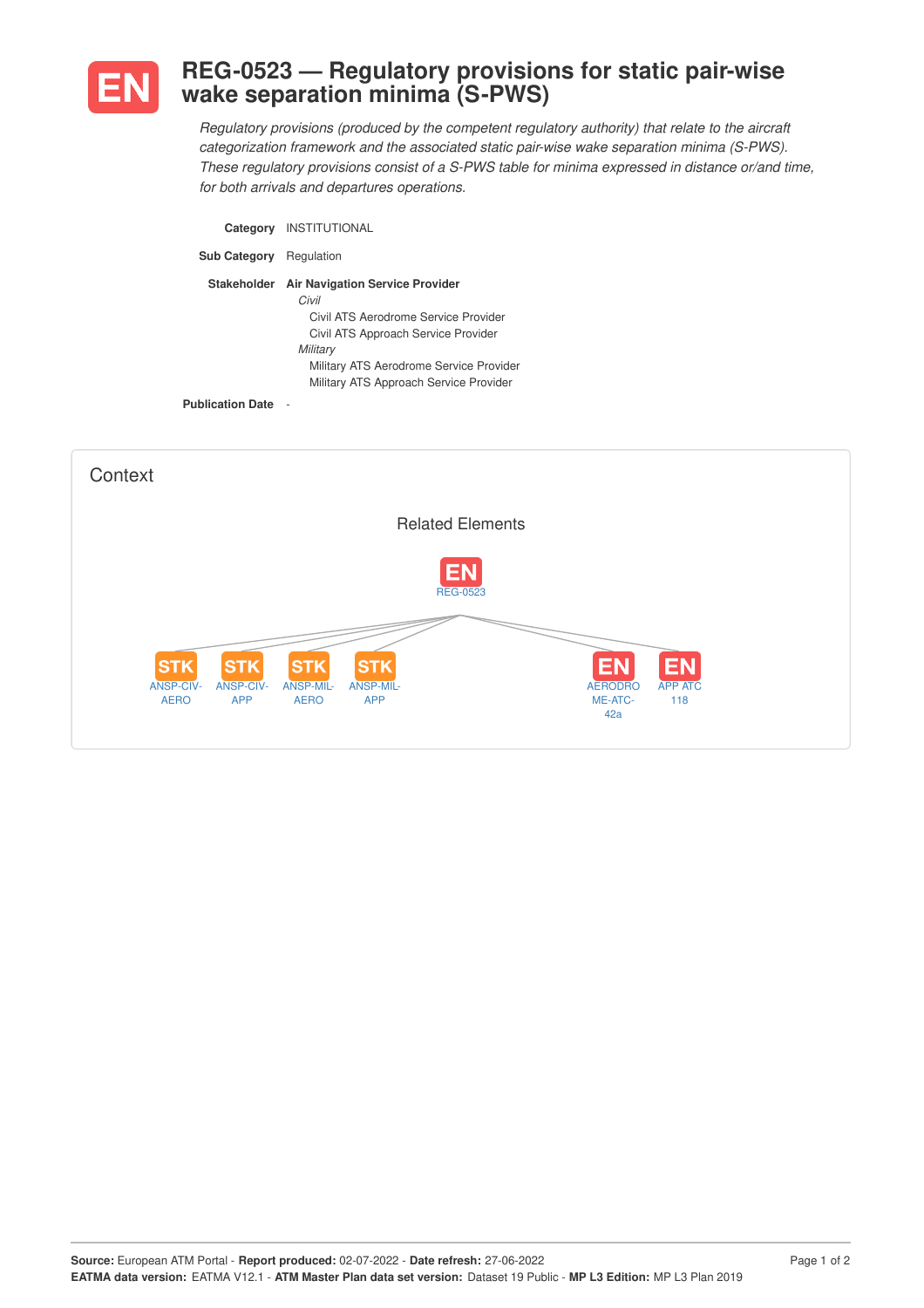# REG-0523 — Regulatory provisions for static pair-wise wake separation minima (S-PWS)

*Regulatory provisions (produced by the competent regulatory authority) that relate to the aircraft categorization framework and the associated static pair-wise wake separation minima (S-PWS). These regulatory provisions consist of a S-PWS table for minima expressed in distance or/and time, for both arrivals and departures operations.*

**Category** INSTITUTIONAL

**Sub Category** Regulation

**Stakeholder** **Air Navigation Service Provider**

- *Civil*
  - Civil ATS Aerodrome Service Provider
  - Civil ATS Approach Service Provider
- *Military*
  - Military ATS Aerodrome Service Provider
  - Military ATS Approach Service Provider

**Publication Date** -

## Context

### Related Elements

EN REG-0523

- STK ANSP-CIV-AERO
- STK ANSP-CIV-APP
- STK ANSP-MIL-AERO
- STK ANSP-MIL-APP
- EN AERODROME-ATC-42a
- EN APP ATC 118

**Source:** European ATM Portal - **Report produced:** 02-07-2022 - **Date refresh:** 27-06-2022
**EATMA data version:** EATMA V12.1 - **ATM Master Plan data set version:** Dataset 19 Public - **MP L3 Edition:** MP L3 Plan 2019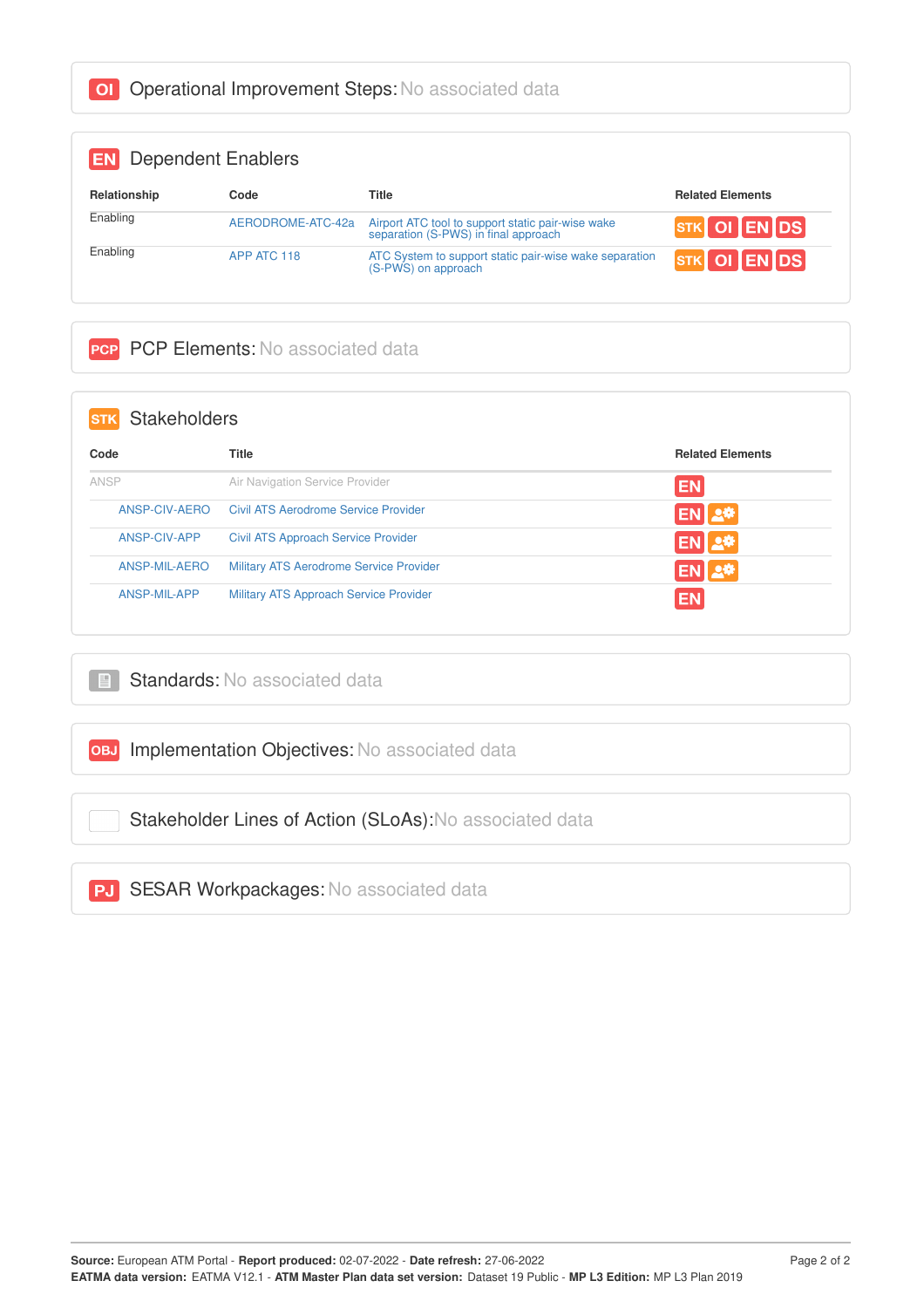## OI Operational Improvement Steps: No associated data

## EN Dependent Enablers

| Relationship | Code | Title | Related Elements |
|---|---|---|---|
| Enabling | AERODROME-ATC-42a | Airport ATC tool to support static pair-wise wake separation (S-PWS) in final approach | STK OI EN DS |
| Enabling | APP ATC 118 | ATC System to support static pair-wise wake separation (S-PWS) on approach | STK OI EN DS |

## PCP PCP Elements: No associated data

## STK Stakeholders

| Code | Title | Related Elements |
|---|---|---|
| ANSP | Air Navigation Service Provider | EN |
| ANSP-CIV-AERO | Civil ATS Aerodrome Service Provider | EN |
| ANSP-CIV-APP | Civil ATS Approach Service Provider | EN |
| ANSP-MIL-AERO | Military ATS Aerodrome Service Provider | EN |
| ANSP-MIL-APP | Military ATS Approach Service Provider | EN |

## Standards: No associated data

## OBJ Implementation Objectives: No associated data

## Stakeholder Lines of Action (SLoAs): No associated data

## PJ SESAR Workpackages: No associated data

**Source:** European ATM Portal - **Report produced:** 02-07-2022 - **Date refresh:** 27-06-2022
**EATMA data version:** EATMA V12.1 - **ATM Master Plan data set version:** Dataset 19 Public - **MP L3 Edition:** MP L3 Plan 2019